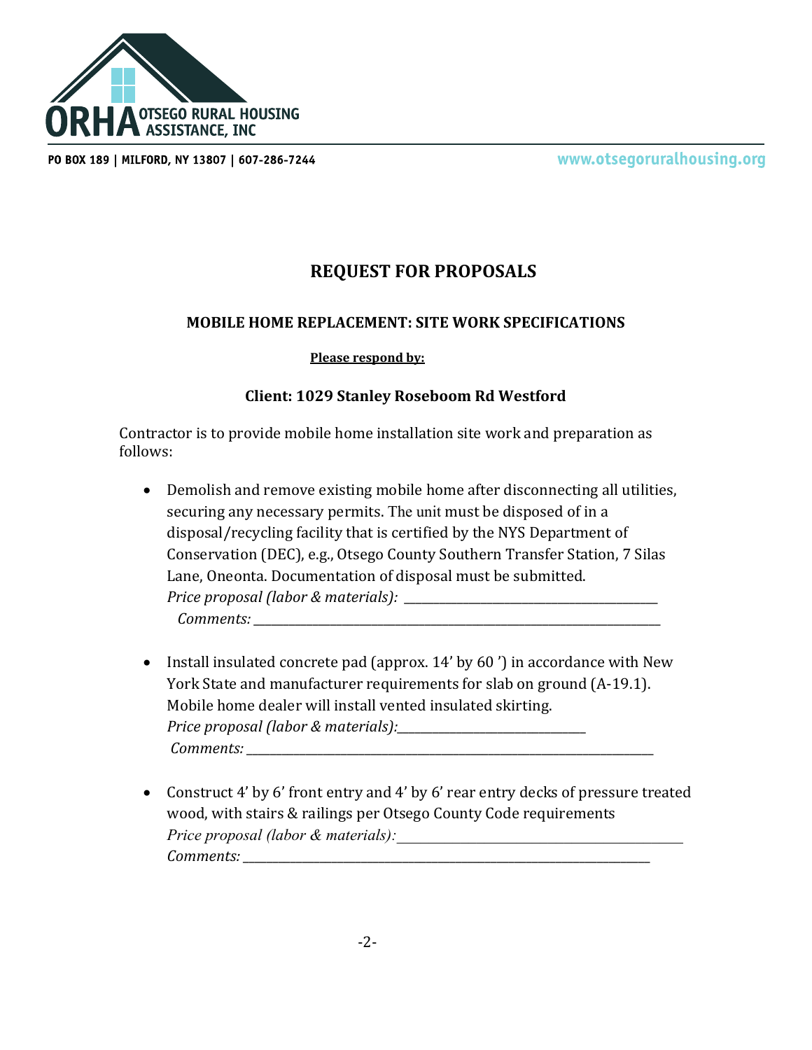ORHA OTSEGO RURAL HOUSING ASSISTANCE, INC

PO BOX 189 | MILFORD, NY 13807 | 607-286-7244

www.otsegoruralhousing.org

# REQUEST FOR PROPOSALS

## MOBILE HOME REPLACEMENT: SITE WORK SPECIFICATIONS

**Please respond by:**

### Client: 1029 Stanley Roseboom Rd Westford

Contractor is to provide mobile home installation site work and preparation as follows:

- Demolish and remove existing mobile home after disconnecting all utilities, securing any necessary permits. The unit must be disposed of in a disposal/recycling facility that is certified by the NYS Department of Conservation (DEC), e.g., Otsego County Southern Transfer Station, 7 Silas Lane, Oneonta. Documentation of disposal must be submitted.
  *Price proposal (labor & materials):* ________________________________________
  *Comments:* ________________________________________________________________

- Install insulated concrete pad (approx. 14' by 60 ') in accordance with New York State and manufacturer requirements for slab on ground (A-19.1). Mobile home dealer will install vented insulated skirting.
  *Price proposal (labor & materials):*______________________________
  *Comments:* ________________________________________________________________

- Construct 4' by 6' front entry and 4' by 6' rear entry decks of pressure treated wood, with stairs & railings per Otsego County Code requirements
  *Price proposal (labor & materials):*___________________________________________
  *Comments:* ________________________________________________________________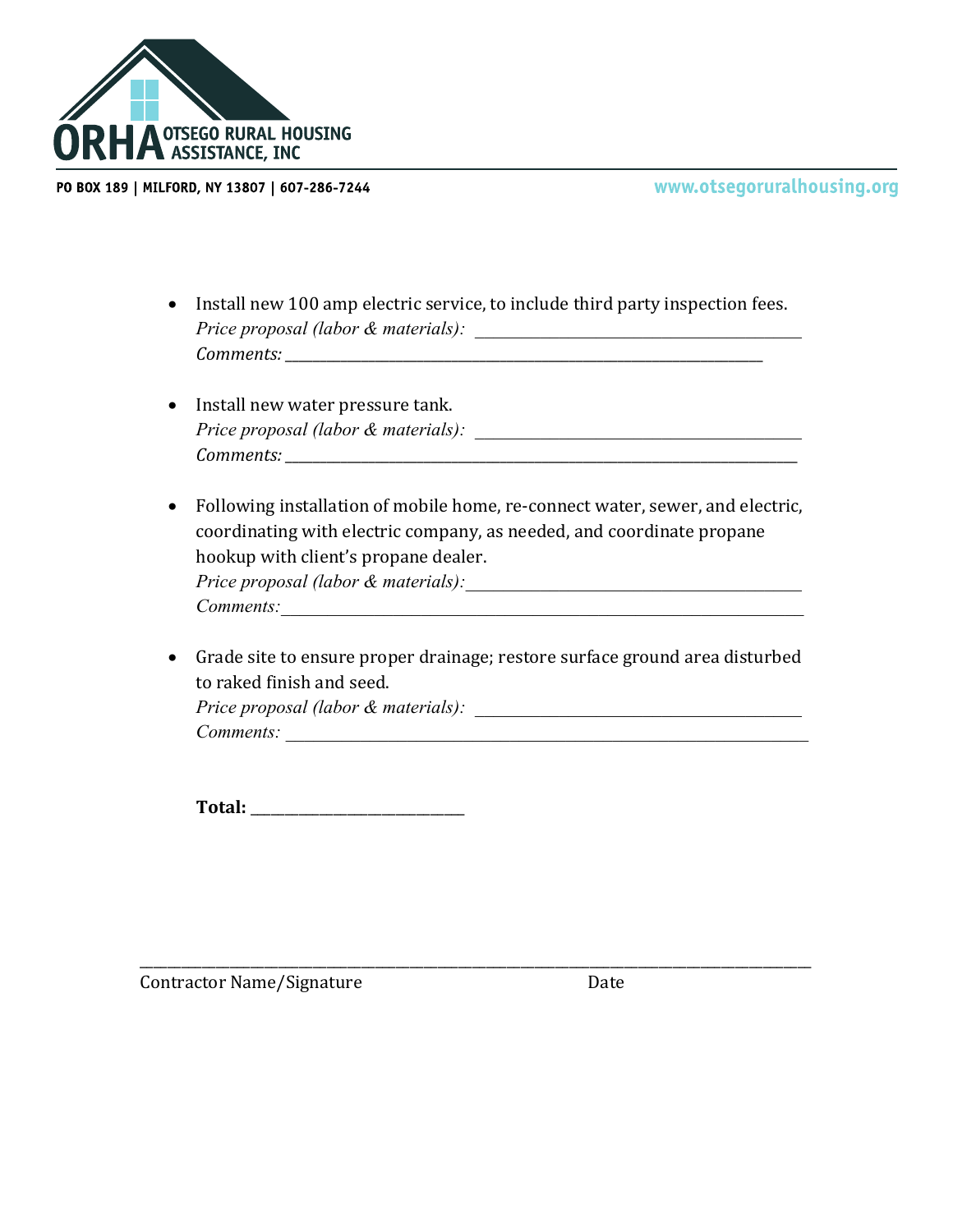ORHA OTSEGO RURAL HOUSING ASSISTANCE, INC

PO BOX 189 | MILFORD, NY 13807 | 607-286-7244 www.otsegoruralhousing.org

- Install new 100 amp electric service, to include third party inspection fees.
  *Price proposal (labor & materials):* ________________________________________
  *Comments:* ________________________________________________________________

- Install new water pressure tank.
  *Price proposal (labor & materials):* ________________________________________
  *Comments:* ________________________________________________________________

- Following installation of mobile home, re-connect water, sewer, and electric, coordinating with electric company, as needed, and coordinate propane hookup with client's propane dealer.
  *Price proposal (labor & materials):*________________________________________
  *Comments:*________________________________________________________________

- Grade site to ensure proper drainage; restore surface ground area disturbed to raked finish and seed.
  *Price proposal (labor & materials):* ________________________________________
  *Comments:* ________________________________________________________________

**Total:** ___________________________

_______________________________________________________________________________________

Contractor Name/Signature Date